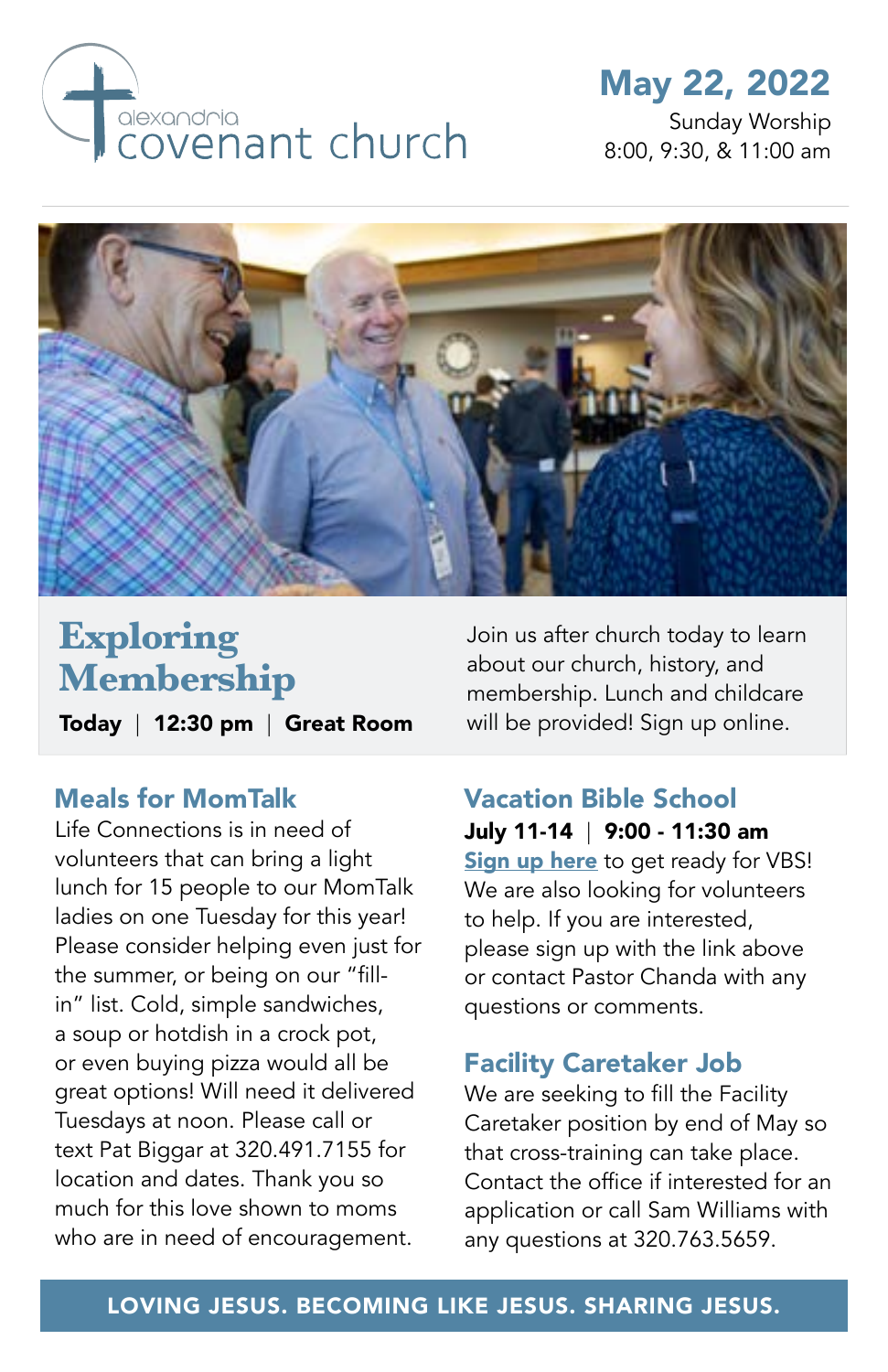alexandria covenant church

**May 22, 2022**

Sunday Worship
8:00, 9:30, & 11:00 am

## Exploring Membership

**Today | 12:30 pm | Great Room**

Join us after church today to learn about our church, history, and membership. Lunch and childcare will be provided! Sign up online.

### Meals for MomTalk

Life Connections is in need of volunteers that can bring a light lunch for 15 people to our MomTalk ladies on one Tuesday for this year! Please consider helping even just for the summer, or being on our "fill-in" list. Cold, simple sandwiches, a soup or hotdish in a crock pot, or even buying pizza would all be great options! Will need it delivered Tuesdays at noon. Please call or text Pat Biggar at 320.491.7155 for location and dates. Thank you so much for this love shown to moms who are in need of encouragement.

### Vacation Bible School

**July 11-14 | 9:00 - 11:30 am**

**Sign up here** to get ready for VBS! We are also looking for volunteers to help. If you are interested, please sign up with the link above or contact Pastor Chanda with any questions or comments.

### Facility Caretaker Job

We are seeking to fill the Facility Caretaker position by end of May so that cross-training can take place. Contact the office if interested for an application or call Sam Williams with any questions at 320.763.5659.

**LOVING JESUS. BECOMING LIKE JESUS. SHARING JESUS.**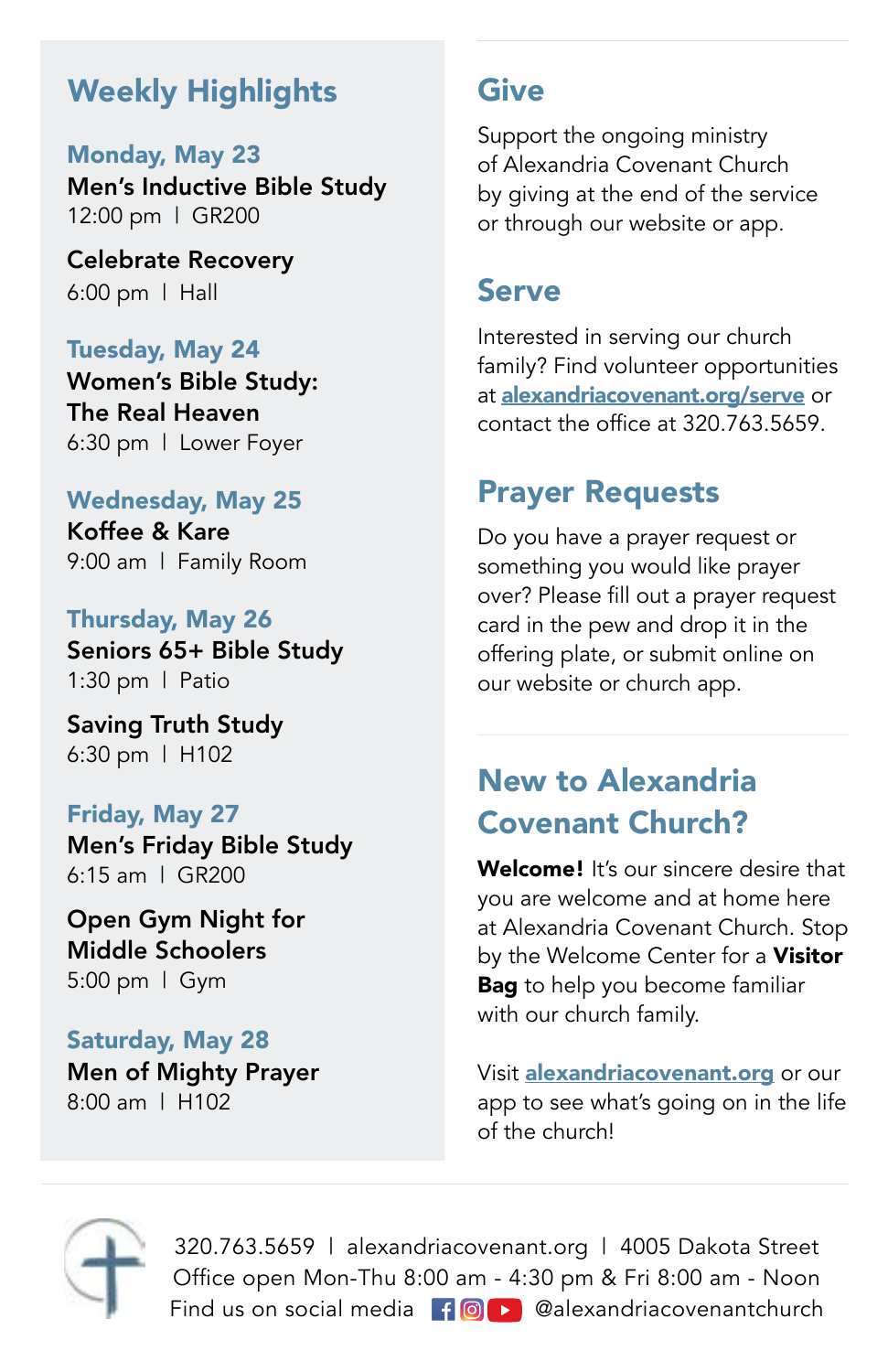## Weekly Highlights

### Monday, May 23

**Men's Inductive Bible Study**
12:00 pm | GR200

**Celebrate Recovery**
6:00 pm | Hall

### Tuesday, May 24

**Women's Bible Study: The Real Heaven**
6:30 pm | Lower Foyer

### Wednesday, May 25

**Koffee & Kare**
9:00 am | Family Room

### Thursday, May 26

**Seniors 65+ Bible Study**
1:30 pm | Patio

**Saving Truth Study**
6:30 pm | H102

### Friday, May 27

**Men's Friday Bible Study**
6:15 am | GR200

**Open Gym Night for Middle Schoolers**
5:00 pm | Gym

### Saturday, May 28

**Men of Mighty Prayer**
8:00 am | H102

## Give

Support the ongoing ministry of Alexandria Covenant Church by giving at the end of the service or through our website or app.

## Serve

Interested in serving our church family? Find volunteer opportunities at **alexandriacovenant.org/serve** or contact the office at 320.763.5659.

## Prayer Requests

Do you have a prayer request or something you would like prayer over? Please fill out a prayer request card in the pew and drop it in the offering plate, or submit online on our website or church app.

## New to Alexandria Covenant Church?

**Welcome!** It's our sincere desire that you are welcome and at home here at Alexandria Covenant Church. Stop by the Welcome Center for a **Visitor Bag** to help you become familiar with our church family.

Visit **alexandriacovenant.org** or our app to see what's going on in the life of the church!

320.763.5659 | alexandriacovenant.org | 4005 Dakota Street
Office open Mon-Thu 8:00 am - 4:30 pm & Fri 8:00 am - Noon
Find us on social media @alexandriacovenantchurch